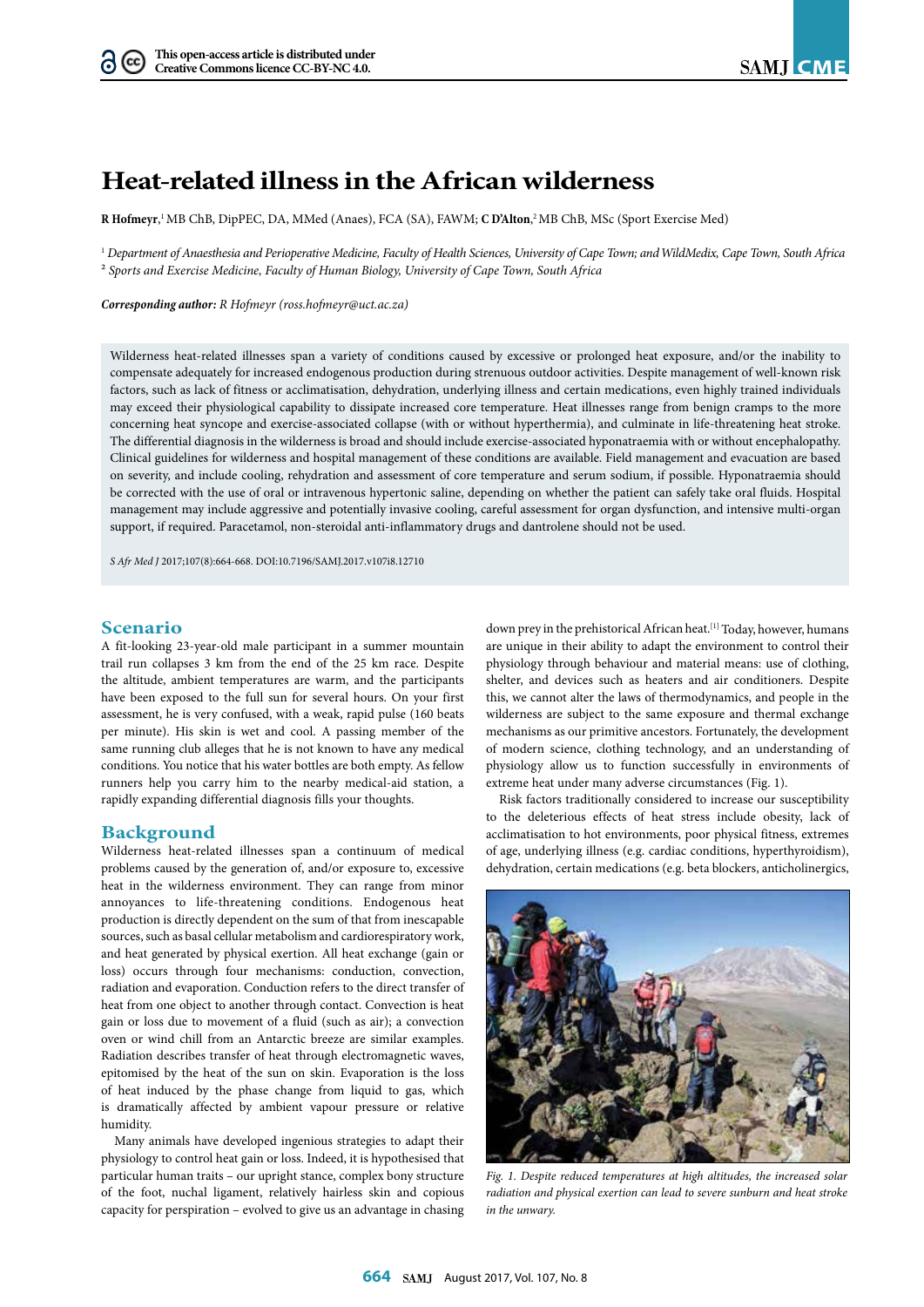# Heat-related illness in the African wilderness

**R Hofmeyr**,[1] MB ChB, DipPEC, DA, MMed (Anaes), FCA (SA), FAWM; **C D'Alton**,[2] MB ChB, MSc (Sport Exercise Med)

[1] *Department of Anaesthesia and Perioperative Medicine, Faculty of Health Sciences, University of Cape Town; and WildMedix, Cape Town, South Africa*
[2] *Sports and Exercise Medicine, Faculty of Human Biology, University of Cape Town, South Africa*

***Corresponding author:*** *R Hofmeyr (ross.hofmeyr@uct.ac.za)*

Wilderness heat-related illnesses span a variety of conditions caused by excessive or prolonged heat exposure, and/or the inability to compensate adequately for increased endogenous production during strenuous outdoor activities. Despite management of well-known risk factors, such as lack of fitness or acclimatisation, dehydration, underlying illness and certain medications, even highly trained individuals may exceed their physiological capability to dissipate increased core temperature. Heat illnesses range from benign cramps to the more concerning heat syncope and exercise-associated collapse (with or without hyperthermia), and culminate in life-threatening heat stroke. The differential diagnosis in the wilderness is broad and should include exercise-associated hyponatraemia with or without encephalopathy. Clinical guidelines for wilderness and hospital management of these conditions are available. Field management and evacuation are based on severity, and include cooling, rehydration and assessment of core temperature and serum sodium, if possible. Hyponatraemia should be corrected with the use of oral or intravenous hypertonic saline, depending on whether the patient can safely take oral fluids. Hospital management may include aggressive and potentially invasive cooling, careful assessment for organ dysfunction, and intensive multi-organ support, if required. Paracetamol, non-steroidal anti-inflammatory drugs and dantrolene should not be used.

*S Afr Med J* 2017;107(8):664-668. DOI:10.7196/SAMJ.2017.v107i8.12710

## Scenario

A fit-looking 23-year-old male participant in a summer mountain trail run collapses 3 km from the end of the 25 km race. Despite the altitude, ambient temperatures are warm, and the participants have been exposed to the full sun for several hours. On your first assessment, he is very confused, with a weak, rapid pulse (160 beats per minute). His skin is wet and cool. A passing member of the same running club alleges that he is not known to have any medical conditions. You notice that his water bottles are both empty. As fellow runners help you carry him to the nearby medical-aid station, a rapidly expanding differential diagnosis fills your thoughts.

## Background

Wilderness heat-related illnesses span a continuum of medical problems caused by the generation of, and/or exposure to, excessive heat in the wilderness environment. They can range from minor annoyances to life-threatening conditions. Endogenous heat production is directly dependent on the sum of that from inescapable sources, such as basal cellular metabolism and cardiorespiratory work, and heat generated by physical exertion. All heat exchange (gain or loss) occurs through four mechanisms: conduction, convection, radiation and evaporation. Conduction refers to the direct transfer of heat from one object to another through contact. Convection is heat gain or loss due to movement of a fluid (such as air); a convection oven or wind chill from an Antarctic breeze are similar examples. Radiation describes transfer of heat through electromagnetic waves, epitomised by the heat of the sun on skin. Evaporation is the loss of heat induced by the phase change from liquid to gas, which is dramatically affected by ambient vapour pressure or relative humidity.

Many animals have developed ingenious strategies to adapt their physiology to control heat gain or loss. Indeed, it is hypothesised that particular human traits – our upright stance, complex bony structure of the foot, nuchal ligament, relatively hairless skin and copious capacity for perspiration – evolved to give us an advantage in chasing down prey in the prehistorical African heat.[1] Today, however, humans are unique in their ability to adapt the environment to control their physiology through behaviour and material means: use of clothing, shelter, and devices such as heaters and air conditioners. Despite this, we cannot alter the laws of thermodynamics, and people in the wilderness are subject to the same exposure and thermal exchange mechanisms as our primitive ancestors. Fortunately, the development of modern science, clothing technology, and an understanding of physiology allow us to function successfully in environments of extreme heat under many adverse circumstances (Fig. 1).

Risk factors traditionally considered to increase our susceptibility to the deleterious effects of heat stress include obesity, lack of acclimatisation to hot environments, poor physical fitness, extremes of age, underlying illness (e.g. cardiac conditions, hyperthyroidism), dehydration, certain medications (e.g. beta blockers, anticholinergics,

*Fig. 1. Despite reduced temperatures at high altitudes, the increased solar radiation and physical exertion can lead to severe sunburn and heat stroke in the unwary.*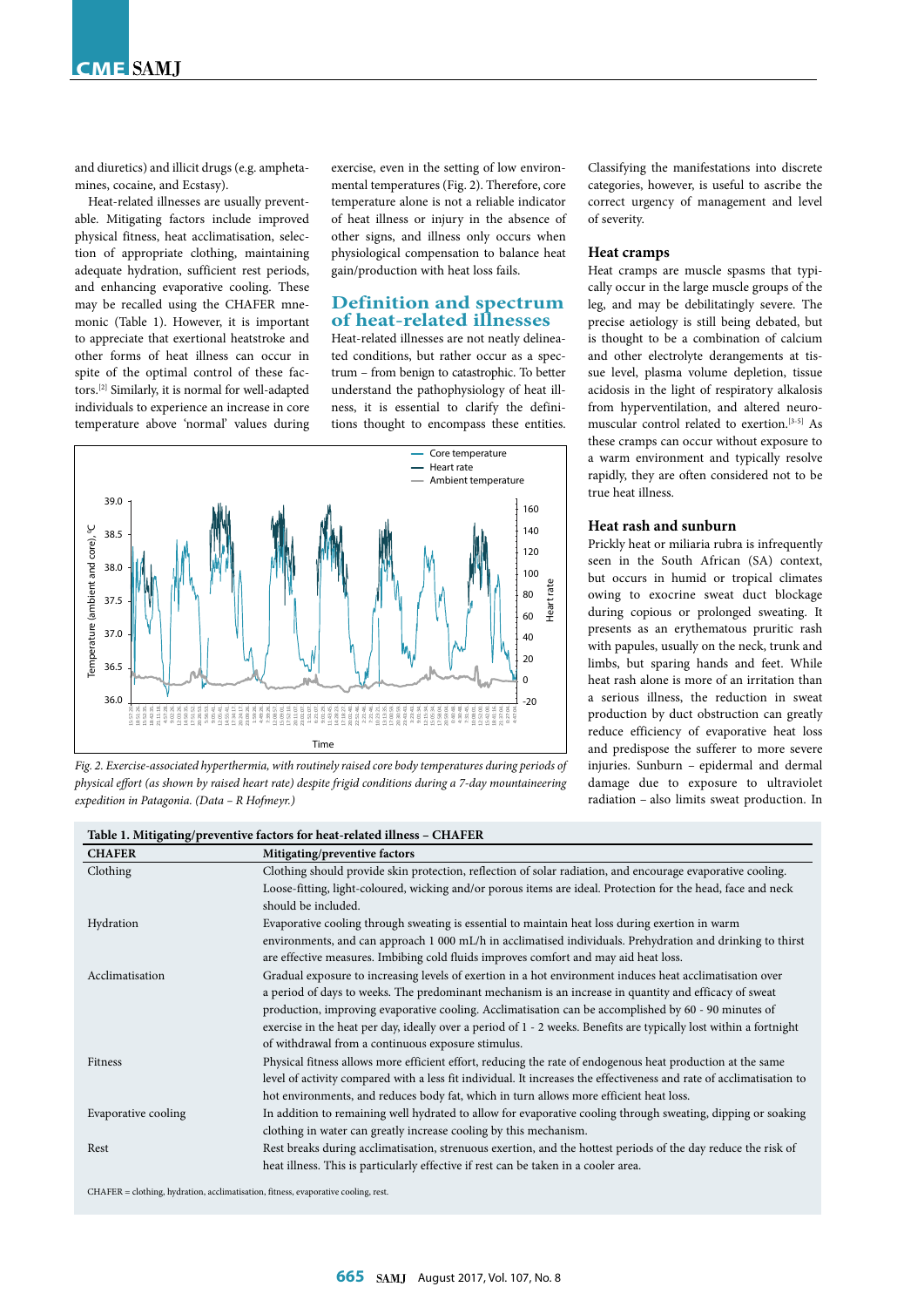and diuretics) and illicit drugs (e.g. amphetamines, cocaine, and Ecstasy).

Heat-related illnesses are usually preventable. Mitigating factors include improved physical fitness, heat acclimatisation, selection of appropriate clothing, maintaining adequate hydration, sufficient rest periods, and enhancing evaporative cooling. These may be recalled using the CHAFER mnemonic (Table 1). However, it is important to appreciate that exertional heatstroke and other forms of heat illness can occur in spite of the optimal control of these factors.[2] Similarly, it is normal for well-adapted individuals to experience an increase in core temperature above 'normal' values during exercise, even in the setting of low environmental temperatures (Fig. 2). Therefore, core temperature alone is not a reliable indicator of heat illness or injury in the absence of other signs, and illness only occurs when physiological compensation to balance heat gain/production with heat loss fails.

## Definition and spectrum of heat-related illnesses

Heat-related illnesses are not neatly delineated conditions, but rather occur as a spectrum – from benign to catastrophic. To better understand the pathophysiology of heat illness, it is essential to clarify the definitions thought to encompass these entities.

*Fig. 2. Exercise-associated hyperthermia, with routinely raised core body temperatures during periods of physical effort (as shown by raised heart rate) despite frigid conditions during a 7-day mountaineering expedition in Patagonia. (Data – R Hofmeyr.)*

Classifying the manifestations into discrete categories, however, is useful to ascribe the correct urgency of management and level of severity.

### Heat cramps

Heat cramps are muscle spasms that typically occur in the large muscle groups of the leg, and may be debilitatingly severe. The precise aetiology is still being debated, but is thought to be a combination of calcium and other electrolyte derangements at tissue level, plasma volume depletion, tissue acidosis in the light of respiratory alkalosis from hyperventilation, and altered neuromuscular control related to exertion.[3-5] As these cramps can occur without exposure to a warm environment and typically resolve rapidly, they are often considered not to be true heat illness.

### Heat rash and sunburn

Prickly heat or miliaria rubra is infrequently seen in the South African (SA) context, but occurs in humid or tropical climates owing to exocrine sweat duct blockage during copious or prolonged sweating. It presents as an erythematous pruritic rash with papules, usually on the neck, trunk and limbs, but sparing hands and feet. While heat rash alone is more of an irritation than a serious illness, the reduction in sweat production by duct obstruction can greatly reduce efficiency of evaporative heat loss and predispose the sufferer to more severe injuries. Sunburn – epidermal and dermal damage due to exposure to ultraviolet radiation – also limits sweat production. In

**Table 1. Mitigating/preventive factors for heat-related illness – CHAFER**

| CHAFER | Mitigating/preventive factors |
|---|---|
| Clothing | Clothing should provide skin protection, reflection of solar radiation, and encourage evaporative cooling. Loose-fitting, light-coloured, wicking and/or porous items are ideal. Protection for the head, face and neck should be included. |
| Hydration | Evaporative cooling through sweating is essential to maintain heat loss during exertion in warm environments, and can approach 1 000 mL/h in acclimatised individuals. Prehydration and drinking to thirst are effective measures. Imbibing cold fluids improves comfort and may aid heat loss. |
| Acclimatisation | Gradual exposure to increasing levels of exertion in a hot environment induces heat acclimatisation over a period of days to weeks. The predominant mechanism is an increase in quantity and efficacy of sweat production, improving evaporative cooling. Acclimatisation can be accomplished by 60 - 90 minutes of exercise in the heat per day, ideally over a period of 1 - 2 weeks. Benefits are typically lost within a fortnight of withdrawal from a continuous exposure stimulus. |
| Fitness | Physical fitness allows more efficient effort, reducing the rate of endogenous heat production at the same level of activity compared with a less fit individual. It increases the effectiveness and rate of acclimatisation to hot environments, and reduces body fat, which in turn allows more efficient heat loss. |
| Evaporative cooling | In addition to remaining well hydrated to allow for evaporative cooling through sweating, dipping or soaking clothing in water can greatly increase cooling by this mechanism. |
| Rest | Rest breaks during acclimatisation, strenuous exertion, and the hottest periods of the day reduce the risk of heat illness. This is particularly effective if rest can be taken in a cooler area. |

CHAFER = clothing, hydration, acclimatisation, fitness, evaporative cooling, rest.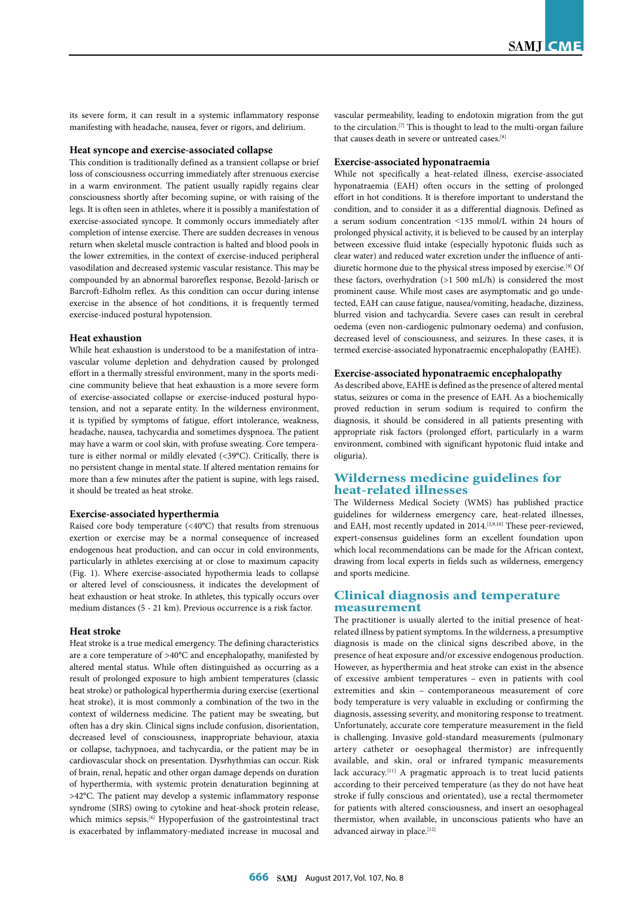its severe form, it can result in a systemic inflammatory response manifesting with headache, nausea, fever or rigors, and delirium.

### Heat syncope and exercise-associated collapse

This condition is traditionally defined as a transient collapse or brief loss of consciousness occurring immediately after strenuous exercise in a warm environment. The patient usually rapidly regains clear consciousness shortly after becoming supine, or with raising of the legs. It is often seen in athletes, where it is possibly a manifestation of exercise-associated syncope. It commonly occurs immediately after completion of intense exercise. There are sudden decreases in venous return when skeletal muscle contraction is halted and blood pools in the lower extremities, in the context of exercise-induced peripheral vasodilation and decreased systemic vascular resistance. This may be compounded by an abnormal baroreflex response, Bezold-Jarisch or Barcroft-Edholm reflex. As this condition can occur during intense exercise in the absence of hot conditions, it is frequently termed exercise-induced postural hypotension.

### Heat exhaustion

While heat exhaustion is understood to be a manifestation of intravascular volume depletion and dehydration caused by prolonged effort in a thermally stressful environment, many in the sports medicine community believe that heat exhaustion is a more severe form of exercise-associated collapse or exercise-induced postural hypotension, and not a separate entity. In the wilderness environment, it is typified by symptoms of fatigue, effort intolerance, weakness, headache, nausea, tachycardia and sometimes dyspnoea. The patient may have a warm or cool skin, with profuse sweating. Core temperature is either normal or mildly elevated (<39°C). Critically, there is no persistent change in mental state. If altered mentation remains for more than a few minutes after the patient is supine, with legs raised, it should be treated as heat stroke.

### Exercise-associated hyperthermia

Raised core body temperature (<40°C) that results from strenuous exertion or exercise may be a normal consequence of increased endogenous heat production, and can occur in cold environments, particularly in athletes exercising at or close to maximum capacity (Fig. 1). Where exercise-associated hypothermia leads to collapse or altered level of consciousness, it indicates the development of heat exhaustion or heat stroke. In athletes, this typically occurs over medium distances (5 - 21 km). Previous occurrence is a risk factor.

### Heat stroke

Heat stroke is a true medical emergency. The defining characteristics are a core temperature of >40°C and encephalopathy, manifested by altered mental status. While often distinguished as occurring as a result of prolonged exposure to high ambient temperatures (classic heat stroke) or pathological hyperthermia during exercise (exertional heat stroke), it is most commonly a combination of the two in the context of wilderness medicine. The patient may be sweating, but often has a dry skin. Clinical signs include confusion, disorientation, decreased level of consciousness, inappropriate behaviour, ataxia or collapse, tachypnoea, and tachycardia, or the patient may be in cardiovascular shock on presentation. Dysrhythmias can occur. Risk of brain, renal, hepatic and other organ damage depends on duration of hyperthermia, with systemic protein denaturation beginning at >42°C. The patient may develop a systemic inflammatory response syndrome (SIRS) owing to cytokine and heat-shock protein release, which mimics sepsis.[6] Hypoperfusion of the gastrointestinal tract is exacerbated by inflammatory-mediated increase in mucosal and vascular permeability, leading to endotoxin migration from the gut to the circulation.[7] This is thought to lead to the multi-organ failure that causes death in severe or untreated cases.[8]

### Exercise-associated hyponatraemia

While not specifically a heat-related illness, exercise-associated hyponatraemia (EAH) often occurs in the setting of prolonged effort in hot conditions. It is therefore important to understand the condition, and to consider it as a differential diagnosis. Defined as a serum sodium concentration <135 mmol/L within 24 hours of prolonged physical activity, it is believed to be caused by an interplay between excessive fluid intake (especially hypotonic fluids such as clear water) and reduced water excretion under the influence of antidiuretic hormone due to the physical stress imposed by exercise.[9] Of these factors, overhydration (>1 500 mL/h) is considered the most prominent cause. While most cases are asymptomatic and go undetected, EAH can cause fatigue, nausea/vomiting, headache, dizziness, blurred vision and tachycardia. Severe cases can result in cerebral oedema (even non-cardiogenic pulmonary oedema) and confusion, decreased level of consciousness, and seizures. In these cases, it is termed exercise-associated hyponatraemic encephalopathy (EAHE).

### Exercise-associated hyponatraemic encephalopathy

As described above, EAHE is defined as the presence of altered mental status, seizures or coma in the presence of EAH. As a biochemically proved reduction in serum sodium is required to confirm the diagnosis, it should be considered in all patients presenting with appropriate risk factors (prolonged effort, particularly in a warm environment, combined with significant hypotonic fluid intake and oliguria).

## Wilderness medicine guidelines for heat-related illnesses

The Wilderness Medical Society (WMS) has published practice guidelines for wilderness emergency care, heat-related illnesses, and EAH, most recently updated in 2014.[2,9,10] These peer-reviewed, expert-consensus guidelines form an excellent foundation upon which local recommendations can be made for the African context, drawing from local experts in fields such as wilderness, emergency and sports medicine.

## Clinical diagnosis and temperature measurement

The practitioner is usually alerted to the initial presence of heat-related illness by patient symptoms. In the wilderness, a presumptive diagnosis is made on the clinical signs described above, in the presence of heat exposure and/or excessive endogenous production. However, as hyperthermia and heat stroke can exist in the absence of excessive ambient temperatures – even in patients with cool extremities and skin – contemporaneous measurement of core body temperature is very valuable in excluding or confirming the diagnosis, assessing severity, and monitoring response to treatment. Unfortunately, accurate core temperature measurement in the field is challenging. Invasive gold-standard measurements (pulmonary artery catheter or oesophageal thermistor) are infrequently available, and oral and infrared tympanic measurements lack accuracy.[11] A pragmatic approach is to treat lucid patients according to their perceived temperature (as they do not have heat stroke if fully conscious and orientated), use a rectal thermometer for patients with altered consciousness, and insert an oesophageal thermistor, when available, in unconscious patients who have an advanced airway in place.[12]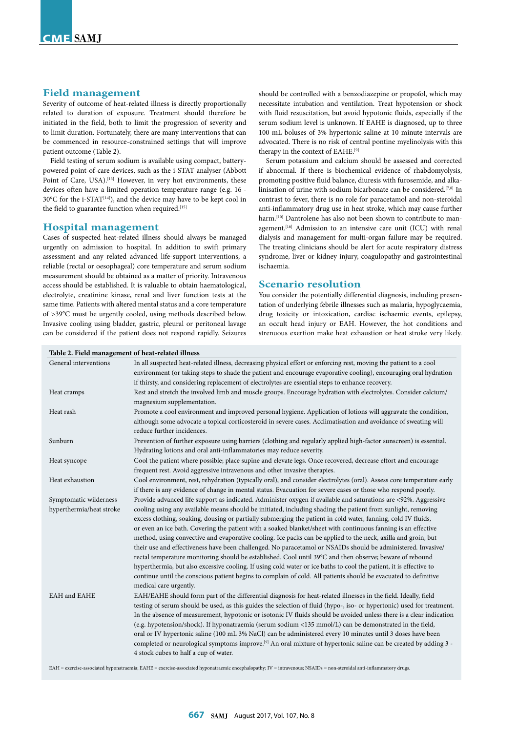## Field management

Severity of outcome of heat-related illness is directly proportionally related to duration of exposure. Treatment should therefore be initiated in the field, both to limit the progression of severity and to limit duration. Fortunately, there are many interventions that can be commenced in resource-constrained settings that will improve patient outcome (Table 2).

Field testing of serum sodium is available using compact, battery-powered point-of-care devices, such as the i-STAT analyser (Abbott Point of Care, USA).[13] However, in very hot environments, these devices often have a limited operation temperature range (e.g. 16 - 30°C for the i-STAT[14]), and the device may have to be kept cool in the field to guarantee function when required.[15]

## Hospital management

Cases of suspected heat-related illness should always be managed urgently on admission to hospital. In addition to swift primary assessment and any related advanced life-support interventions, a reliable (rectal or oesophageal) core temperature and serum sodium measurement should be obtained as a matter of priority. Intravenous access should be established. It is valuable to obtain haematological, electrolyte, creatinine kinase, renal and liver function tests at the same time. Patients with altered mental status and a core temperature of >39°C must be urgently cooled, using methods described below. Invasive cooling using bladder, gastric, pleural or peritoneal lavage can be considered if the patient does not respond rapidly. Seizures should be controlled with a benzodiazepine or propofol, which may necessitate intubation and ventilation. Treat hypotension or shock with fluid resuscitation, but avoid hypotonic fluids, especially if the serum sodium level is unknown. If EAHE is diagnosed, up to three 100 mL boluses of 3% hypertonic saline at 10-minute intervals are advocated. There is no risk of central pontine myelinolysis with this therapy in the context of EAHE.[9]

Serum potassium and calcium should be assessed and corrected if abnormal. If there is biochemical evidence of rhabdomyolysis, promoting positive fluid balance, diuresis with furosemide, and alkalinisation of urine with sodium bicarbonate can be considered.[7,8] In contrast to fever, there is no role for paracetamol and non-steroidal anti-inflammatory drug use in heat stroke, which may cause further harm.[10] Dantrolene has also not been shown to contribute to management.[16] Admission to an intensive care unit (ICU) with renal dialysis and management for multi-organ failure may be required. The treating clinicians should be alert for acute respiratory distress syndrome, liver or kidney injury, coagulopathy and gastrointestinal ischaemia.

## Scenario resolution

You consider the potentially differential diagnosis, including presentation of underlying febrile illnesses such as malaria, hypoglycaemia, drug toxicity or intoxication, cardiac ischaemic events, epilepsy, an occult head injury or EAH. However, the hot conditions and strenuous exertion make heat exhaustion or heat stroke very likely.

**Table 2. Field management of heat-related illness**

| | |
|---|---|
| General interventions | In all suspected heat-related illness, decreasing physical effort or enforcing rest, moving the patient to a cool environment (or taking steps to shade the patient and encourage evaporative cooling), encouraging oral hydration if thirsty, and considering replacement of electrolytes are essential steps to enhance recovery. |
| Heat cramps | Rest and stretch the involved limb and muscle groups. Encourage hydration with electrolytes. Consider calcium/magnesium supplementation. |
| Heat rash | Promote a cool environment and improved personal hygiene. Application of lotions will aggravate the condition, although some advocate a topical corticosteroid in severe cases. Acclimatisation and avoidance of sweating will reduce further incidences. |
| Sunburn | Prevention of further exposure using barriers (clothing and regularly applied high-factor sunscreen) is essential. Hydrating lotions and oral anti-inflammatories may reduce severity. |
| Heat syncope | Cool the patient where possible; place supine and elevate legs. Once recovered, decrease effort and encourage frequent rest. Avoid aggressive intravenous and other invasive therapies. |
| Heat exhaustion | Cool environment, rest, rehydration (typically oral), and consider electrolytes (oral). Assess core temperature early if there is any evidence of change in mental status. Evacuation for severe cases or those who respond poorly. |
| Symptomatic wilderness hyperthermia/heat stroke | Provide advanced life support as indicated. Administer oxygen if available and saturations are <92%. Aggressive cooling using any available means should be initiated, including shading the patient from sunlight, removing excess clothing, soaking, dousing or partially submerging the patient in cold water, fanning, cold IV fluids, or even an ice bath. Covering the patient with a soaked blanket/sheet with continuous fanning is an effective method, using convective and evaporative cooling. Ice packs can be applied to the neck, axilla and groin, but their use and effectiveness have been challenged. No paracetamol or NSAIDs should be administered. Invasive/rectal temperature monitoring should be established. Cool until 39°C and then observe; beware of rebound hyperthermia, but also excessive cooling. If using cold water or ice baths to cool the patient, it is effective to continue until the conscious patient begins to complain of cold. All patients should be evacuated to definitive medical care urgently. |
| EAH and EAHE | EAH/EAHE should form part of the differential diagnosis for heat-related illnesses in the field. Ideally, field testing of serum should be used, as this guides the selection of fluid (hypo-, iso- or hypertonic) used for treatment. In the absence of measurement, hypotonic or isotonic IV fluids should be avoided unless there is a clear indication (e.g. hypotension/shock). If hyponatraemia (serum sodium <135 mmol/L) can be demonstrated in the field, oral or IV hypertonic saline (100 mL 3% NaCl) can be administered every 10 minutes until 3 doses have been completed or neurological symptoms improve.[9] An oral mixture of hypertonic saline can be created by adding 3 - 4 stock cubes to half a cup of water. |

EAH = exercise-associated hyponatraemia; EAHE = exercise-associated hyponatraemic encephalopathy; IV = intravenous; NSAIDs = non-steroidal anti-inflammatory drugs.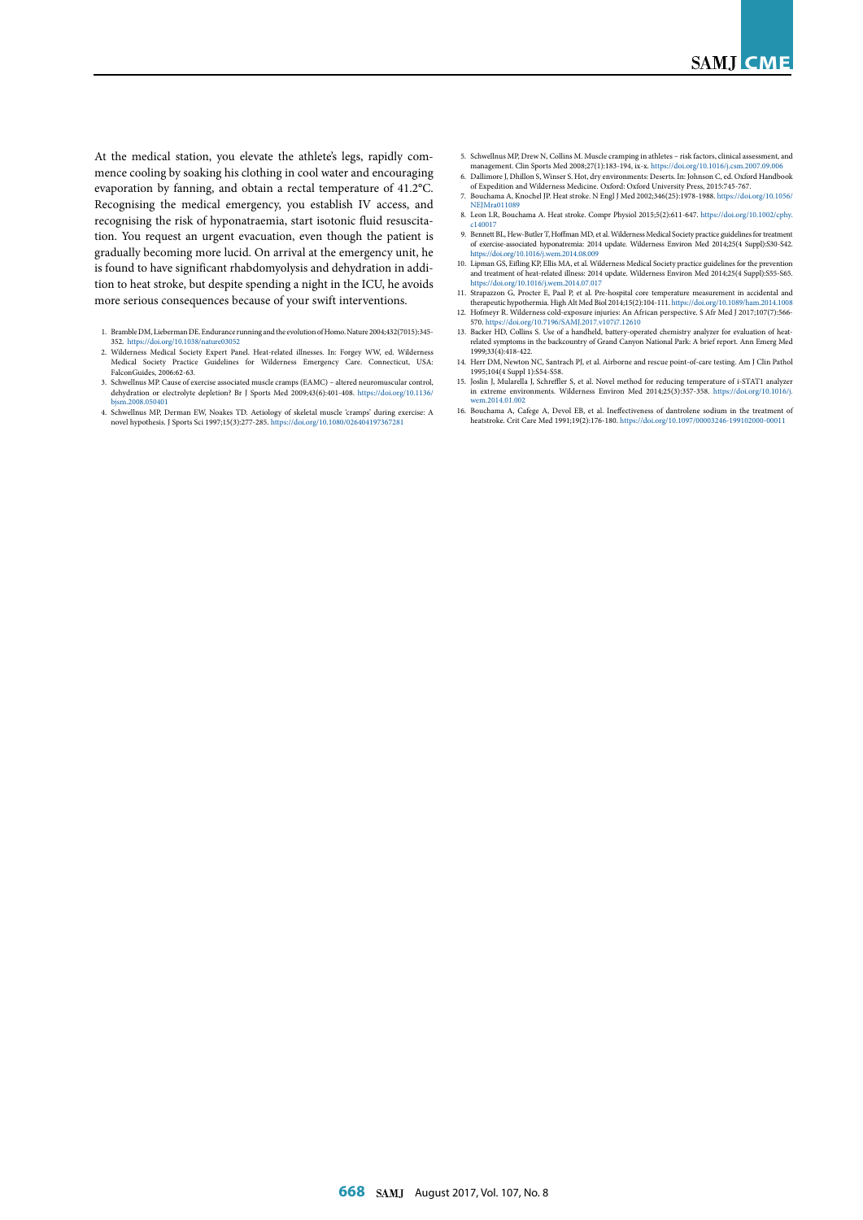At the medical station, you elevate the athlete's legs, rapidly commence cooling by soaking his clothing in cool water and encouraging evaporation by fanning, and obtain a rectal temperature of 41.2°C. Recognising the medical emergency, you establish IV access, and recognising the risk of hyponatraemia, start isotonic fluid resuscitation. You request an urgent evacuation, even though the patient is gradually becoming more lucid. On arrival at the emergency unit, he is found to have significant rhabdomyolysis and dehydration in addition to heat stroke, but despite spending a night in the ICU, he avoids more serious consequences because of your swift interventions.

1. Bramble DM, Lieberman DE. Endurance running and the evolution of Homo. Nature 2004;432(7015):345-352. https://doi.org/10.1038/nature03052
2. Wilderness Medical Society Expert Panel. Heat-related illnesses. In: Forgey WW, ed. Wilderness Medical Society Practice Guidelines for Wilderness Emergency Care. Connecticut, USA: FalconGuides, 2006:62-63.
3. Schwellnus MP. Cause of exercise associated muscle cramps (EAMC) – altered neuromuscular control, dehydration or electrolyte depletion? Br J Sports Med 2009;43(6):401-408. https://doi.org/10.1136/bjsm.2008.050401
4. Schwellnus MP, Derman EW, Noakes TD. Aetiology of skeletal muscle 'cramps' during exercise: A novel hypothesis. J Sports Sci 1997;15(3):277-285. https://doi.org/10.1080/026404197367281
5. Schwellnus MP, Drew N, Collins M. Muscle cramping in athletes – risk factors, clinical assessment, and management. Clin Sports Med 2008;27(1):183-194, ix-x. https://doi.org/10.1016/j.csm.2007.09.006
6. Dallimore J, Dhillon S, Winser S. Hot, dry environments: Deserts. In: Johnson C, ed. Oxford Handbook of Expedition and Wilderness Medicine. Oxford: Oxford University Press, 2015:745-767.
7. Bouchama A, Knochel JP. Heat stroke. N Engl J Med 2002;346(25):1978-1988. https://doi.org/10.1056/NEJMra011089
8. Leon LR, Bouchama A. Heat stroke. Compr Physiol 2015;5(2):611-647. https://doi.org/10.1002/cphy.c140017
9. Bennett BL, Hew-Butler T, Hoffman MD, et al. Wilderness Medical Society practice guidelines for treatment of exercise-associated hyponatremia: 2014 update. Wilderness Environ Med 2014;25(4 Suppl):S30-S42. https://doi.org/10.1016/j.wem.2014.08.009
10. Lipman GS, Eifling KP, Ellis MA, et al. Wilderness Medical Society practice guidelines for the prevention and treatment of heat-related illness: 2014 update. Wilderness Environ Med 2014;25(4 Suppl):S55-S65. https://doi.org/10.1016/j.wem.2014.07.017
11. Strapazzon G, Procter E, Paal P, et al. Pre-hospital core temperature measurement in accidental and therapeutic hypothermia. High Alt Med Biol 2014;15(2):104-111. https://doi.org/10.1089/ham.2014.1008
12. Hofmeyr R. Wilderness cold-exposure injuries: An African perspective. S Afr Med J 2017;107(7):566-570. https://doi.org/10.7196/SAMJ.2017.v107i7.12610
13. Backer HD, Collins S. Use of a handheld, battery-operated chemistry analyzer for evaluation of heat-related symptoms in the backcountry of Grand Canyon National Park: A brief report. Ann Emerg Med 1999;33(4):418-422.
14. Herr DM, Newton NC, Santrach PJ, et al. Airborne and rescue point-of-care testing. Am J Clin Pathol 1995;104(4 Suppl 1):S54-S58.
15. Joslin J, Mularella J, Schreffler S, et al. Novel method for reducing temperature of i-STAT1 analyzer in extreme environments. Wilderness Environ Med 2014;25(3):357-358. https://doi.org/10.1016/j.wem.2014.01.002
16. Bouchama A, Cafege A, Devol EB, et al. Ineffectiveness of dantrolene sodium in the treatment of heatstroke. Crit Care Med 1991;19(2):176-180. https://doi.org/10.1097/00003246-199102000-00011